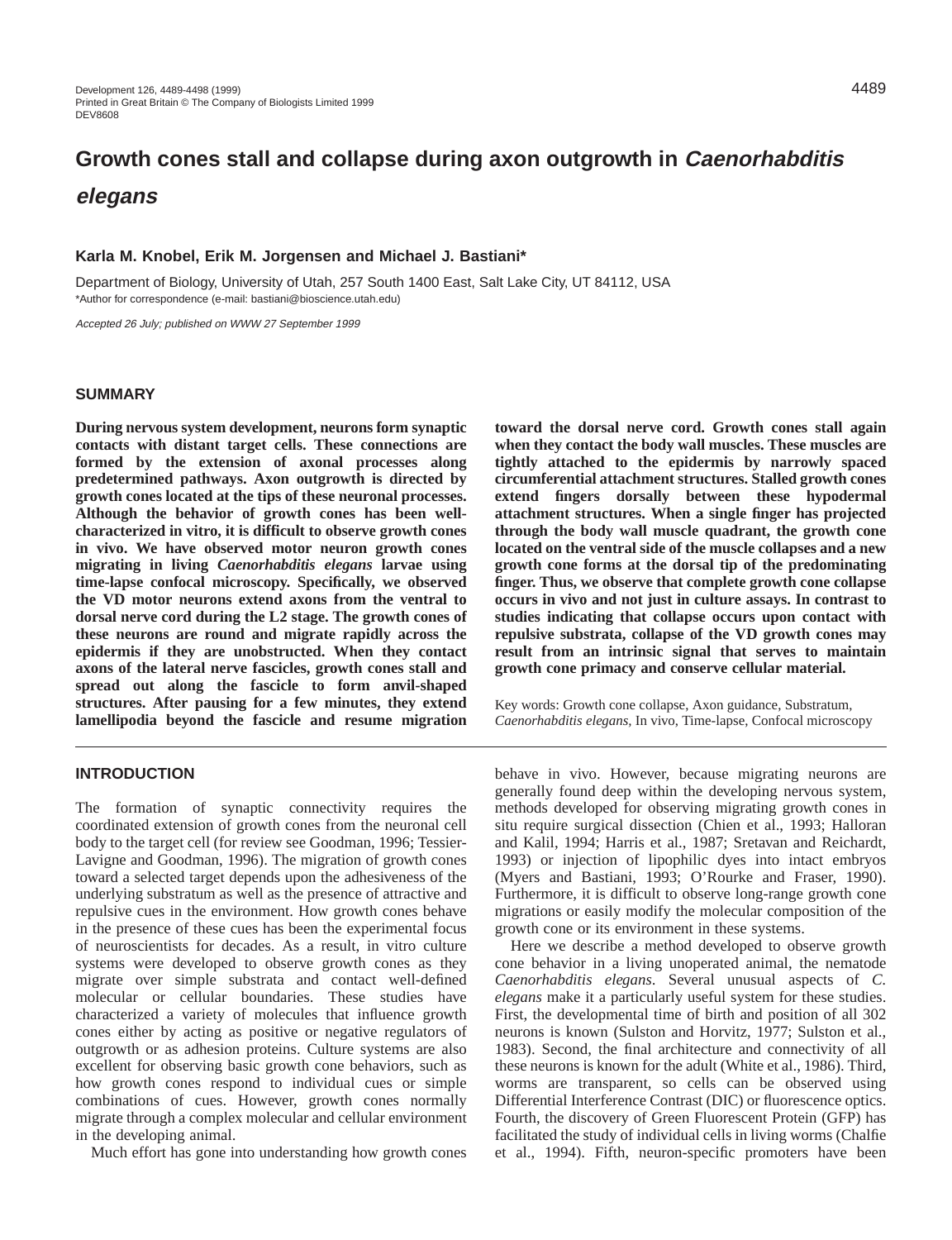# Growth cones stall and collapse during axon outgrowth in *Caenorhabditis elegans*

**Karla M. Knobel, Erik M. Jorgensen and Michael J. Bastiani***

Department of Biology, University of Utah, 257 South 1400 East, Salt Lake City, UT 84112, USA
*Author for correspondence (e-mail: bastiani@bioscience.utah.edu)

*Accepted 26 July; published on WWW 27 September 1999*

## SUMMARY

**During nervous system development, neurons form synaptic contacts with distant target cells. These connections are formed by the extension of axonal processes along predetermined pathways. Axon outgrowth is directed by growth cones located at the tips of these neuronal processes. Although the behavior of growth cones has been well-characterized in vitro, it is difficult to observe growth cones in vivo. We have observed motor neuron growth cones migrating in living *Caenorhabditis elegans* larvae using time-lapse confocal microscopy. Specifically, we observed the VD motor neurons extend axons from the ventral to dorsal nerve cord during the L2 stage. The growth cones of these neurons are round and migrate rapidly across the epidermis if they are unobstructed. When they contact axons of the lateral nerve fascicles, growth cones stall and spread out along the fascicle to form anvil-shaped structures. After pausing for a few minutes, they extend lamellipodia beyond the fascicle and resume migration toward the dorsal nerve cord. Growth cones stall again when they contact the body wall muscles. These muscles are tightly attached to the epidermis by narrowly spaced circumferential attachment structures. Stalled growth cones extend fingers dorsally between these hypodermal attachment structures. When a single finger has projected through the body wall muscle quadrant, the growth cone located on the ventral side of the muscle collapses and a new growth cone forms at the dorsal tip of the predominating finger. Thus, we observe that complete growth cone collapse occurs in vivo and not just in culture assays. In contrast to studies indicating that collapse occurs upon contact with repulsive substrata, collapse of the VD growth cones may result from an intrinsic signal that serves to maintain growth cone primacy and conserve cellular material.**

Key words: Growth cone collapse, Axon guidance, Substratum, *Caenorhabditis elegans*, In vivo, Time-lapse, Confocal microscopy

## INTRODUCTION

The formation of synaptic connectivity requires the coordinated extension of growth cones from the neuronal cell body to the target cell (for review see Goodman, 1996; Tessier-Lavigne and Goodman, 1996). The migration of growth cones toward a selected target depends upon the adhesiveness of the underlying substratum as well as the presence of attractive and repulsive cues in the environment. How growth cones behave in the presence of these cues has been the experimental focus of neuroscientists for decades. As a result, in vitro culture systems were developed to observe growth cones as they migrate over simple substrata and contact well-defined molecular or cellular boundaries. These studies have characterized a variety of molecules that influence growth cones either by acting as positive or negative regulators of outgrowth or as adhesion proteins. Culture systems are also excellent for observing basic growth cone behaviors, such as how growth cones respond to individual cues or simple combinations of cues. However, growth cones normally migrate through a complex molecular and cellular environment in the developing animal.

Much effort has gone into understanding how growth cones behave in vivo. However, because migrating neurons are generally found deep within the developing nervous system, methods developed for observing migrating growth cones in situ require surgical dissection (Chien et al., 1993; Halloran and Kalil, 1994; Harris et al., 1987; Sretavan and Reichardt, 1993) or injection of lipophilic dyes into intact embryos (Myers and Bastiani, 1993; O'Rourke and Fraser, 1990). Furthermore, it is difficult to observe long-range growth cone migrations or easily modify the molecular composition of the growth cone or its environment in these systems.

Here we describe a method developed to observe growth cone behavior in a living unoperated animal, the nematode *Caenorhabditis elegans*. Several unusual aspects of *C. elegans* make it a particularly useful system for these studies. First, the developmental time of birth and position of all 302 neurons is known (Sulston and Horvitz, 1977; Sulston et al., 1983). Second, the final architecture and connectivity of all these neurons is known for the adult (White et al., 1986). Third, worms are transparent, so cells can be observed using Differential Interference Contrast (DIC) or fluorescence optics. Fourth, the discovery of Green Fluorescent Protein (GFP) has facilitated the study of individual cells in living worms (Chalfie et al., 1994). Fifth, neuron-specific promoters have been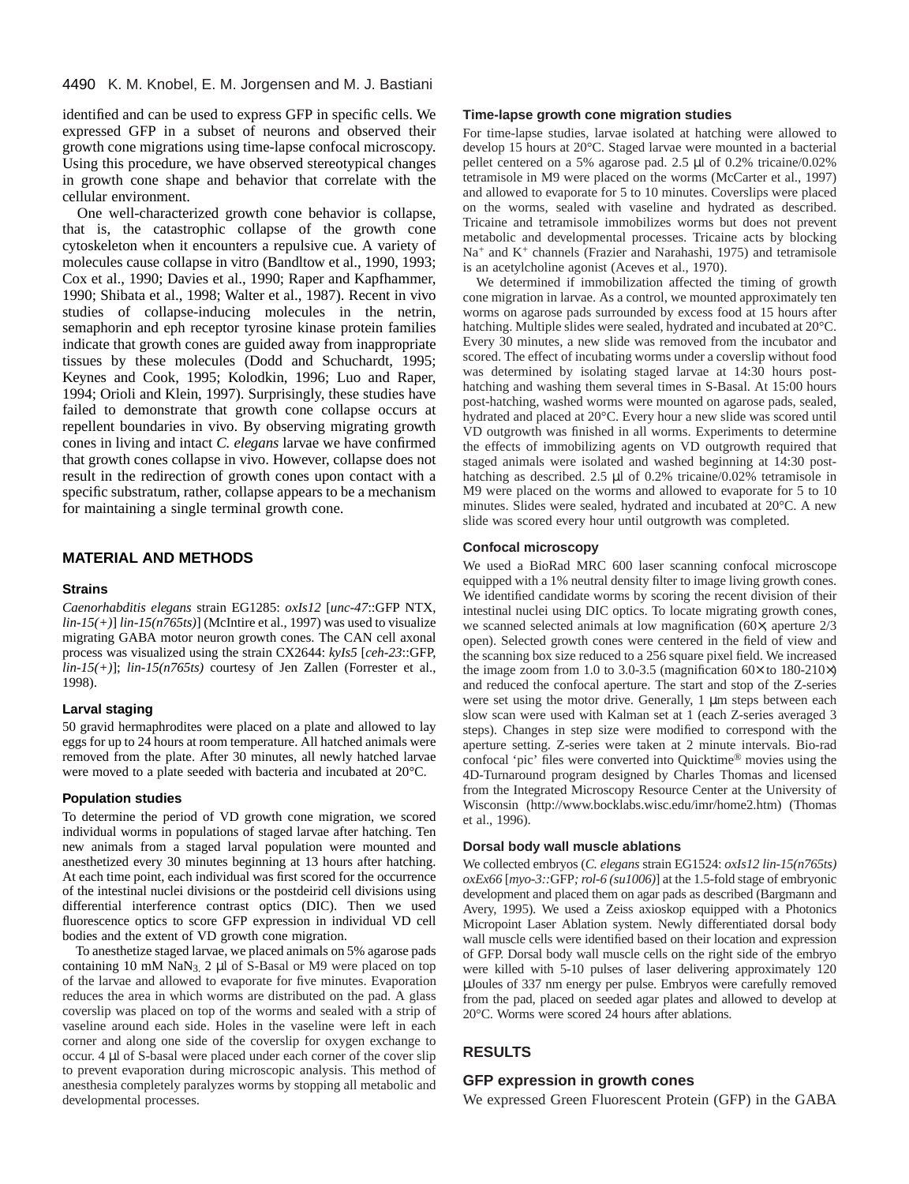identified and can be used to express GFP in specific cells. We expressed GFP in a subset of neurons and observed their growth cone migrations using time-lapse confocal microscopy. Using this procedure, we have observed stereotypical changes in growth cone shape and behavior that correlate with the cellular environment.

One well-characterized growth cone behavior is collapse, that is, the catastrophic collapse of the growth cone cytoskeleton when it encounters a repulsive cue. A variety of molecules cause collapse in vitro (Bandltow et al., 1990, 1993; Cox et al., 1990; Davies et al., 1990; Raper and Kapfhammer, 1990; Shibata et al., 1998; Walter et al., 1987). Recent in vivo studies of collapse-inducing molecules in the netrin, semaphorin and eph receptor tyrosine kinase protein families indicate that growth cones are guided away from inappropriate tissues by these molecules (Dodd and Schuchardt, 1995; Keynes and Cook, 1995; Kolodkin, 1996; Luo and Raper, 1994; Orioli and Klein, 1997). Surprisingly, these studies have failed to demonstrate that growth cone collapse occurs at repellent boundaries in vivo. By observing migrating growth cones in living and intact *C. elegans* larvae we have confirmed that growth cones collapse in vivo. However, collapse does not result in the redirection of growth cones upon contact with a specific substratum, rather, collapse appears to be a mechanism for maintaining a single terminal growth cone.

## MATERIAL AND METHODS

### Strains

*Caenorhabditis elegans* strain EG1285: *oxIs12* [*unc-47*::GFP NTX, *lin-15(+)*] *lin-15(n765ts)*] (McIntire et al., 1997) was used to visualize migrating GABA motor neuron growth cones. The CAN cell axonal process was visualized using the strain CX2644: *kyIs5* [*ceh-23*::GFP, *lin-15(+)*]; *lin-15(n765ts)* courtesy of Jen Zallen (Forrester et al., 1998).

### Larval staging

50 gravid hermaphrodites were placed on a plate and allowed to lay eggs for up to 24 hours at room temperature. All hatched animals were removed from the plate. After 30 minutes, all newly hatched larvae were moved to a plate seeded with bacteria and incubated at 20°C.

### Population studies

To determine the period of VD growth cone migration, we scored individual worms in populations of staged larvae after hatching. Ten new animals from a staged larval population were mounted and anesthetized every 30 minutes beginning at 13 hours after hatching. At each time point, each individual was first scored for the occurrence of the intestinal nuclei divisions or the postdeirid cell divisions using differential interference contrast optics (DIC). Then we used fluorescence optics to score GFP expression in individual VD cell bodies and the extent of VD growth cone migration.

To anesthetize staged larvae, we placed animals on 5% agarose pads containing 10 mM $NaN_3$. 2 µl of S-Basal or M9 were placed on top of the larvae and allowed to evaporate for five minutes. Evaporation reduces the area in which worms are distributed on the pad. A glass coverslip was placed on top of the worms and sealed with a strip of vaseline around each side. Holes in the vaseline were left in each corner and along one side of the coverslip for oxygen exchange to occur. 4 µl of S-basal were placed under each corner of the cover slip to prevent evaporation during microscopic analysis. This method of anesthesia completely paralyzes worms by stopping all metabolic and developmental processes.

### Time-lapse growth cone migration studies

For time-lapse studies, larvae isolated at hatching were allowed to develop 15 hours at 20°C. Staged larvae were mounted in a bacterial pellet centered on a 5% agarose pad. 2.5 µl of 0.2% tricaine/0.02% tetramisole in M9 were placed on the worms (McCarter et al., 1997) and allowed to evaporate for 5 to 10 minutes. Coverslips were placed on the worms, sealed with vaseline and hydrated as described. Tricaine and tetramisole immobilizes worms but does not prevent metabolic and developmental processes. Tricaine acts by blocking $Na^+$ and $K^+$ channels (Frazier and Narahashi, 1975) and tetramisole is an acetylcholine agonist (Aceves et al., 1970).

We determined if immobilization affected the timing of growth cone migration in larvae. As a control, we mounted approximately ten worms on agarose pads surrounded by excess food at 15 hours after hatching. Multiple slides were sealed, hydrated and incubated at 20°C. Every 30 minutes, a new slide was removed from the incubator and scored. The effect of incubating worms under a coverslip without food was determined by isolating staged larvae at 14:30 hours post-hatching and washing them several times in S-Basal. At 15:00 hours post-hatching, washed worms were mounted on agarose pads, sealed, hydrated and placed at 20°C. Every hour a new slide was scored until VD outgrowth was finished in all worms. Experiments to determine the effects of immobilizing agents on VD outgrowth required that staged animals were isolated and washed beginning at 14:30 post-hatching as described. 2.5 µl of 0.2% tricaine/0.02% tetramisole in M9 were placed on the worms and allowed to evaporate for 5 to 10 minutes. Slides were sealed, hydrated and incubated at 20°C. A new slide was scored every hour until outgrowth was completed.

### Confocal microscopy

We used a BioRad MRC 600 laser scanning confocal microscope equipped with a 1% neutral density filter to image living growth cones. We identified candidate worms by scoring the recent division of their intestinal nuclei using DIC optics. To locate migrating growth cones, we scanned selected animals at low magnification (60×, aperture 2/3 open). Selected growth cones were centered in the field of view and the scanning box size reduced to a 256 square pixel field. We increased the image zoom from 1.0 to 3.0-3.5 (magnification 60× to 180-210×) and reduced the confocal aperture. The start and stop of the Z-series were set using the motor drive. Generally, 1 µm steps between each slow scan were used with Kalman set at 1 (each Z-series averaged 3 steps). Changes in step size were modified to correspond with the aperture setting. Z-series were taken at 2 minute intervals. Bio-rad confocal 'pic' files were converted into Quicktime® movies using the 4D-Turnaround program designed by Charles Thomas and licensed from the Integrated Microscopy Resource Center at the University of Wisconsin (http://www.bocklabs.wisc.edu/imr/home2.htm) (Thomas et al., 1996).

### Dorsal body wall muscle ablations

We collected embryos (*C. elegans* strain EG1524: *oxIs12 lin-15(n765ts) oxEx66* [*myo-3::*GFP*; rol-6 (su1006)*] at the 1.5-fold stage of embryonic development and placed them on agar pads as described (Bargmann and Avery, 1995). We used a Zeiss axioskop equipped with a Photonics Micropoint Laser Ablation system. Newly differentiated dorsal body wall muscle cells were identified based on their location and expression of GFP. Dorsal body wall muscle cells on the right side of the embryo were killed with 5-10 pulses of laser delivering approximately 120 µJoules of 337 nm energy per pulse. Embryos were carefully removed from the pad, placed on seeded agar plates and allowed to develop at 20°C. Worms were scored 24 hours after ablations.

## RESULTS

### GFP expression in growth cones

We expressed Green Fluorescent Protein (GFP) in the GABA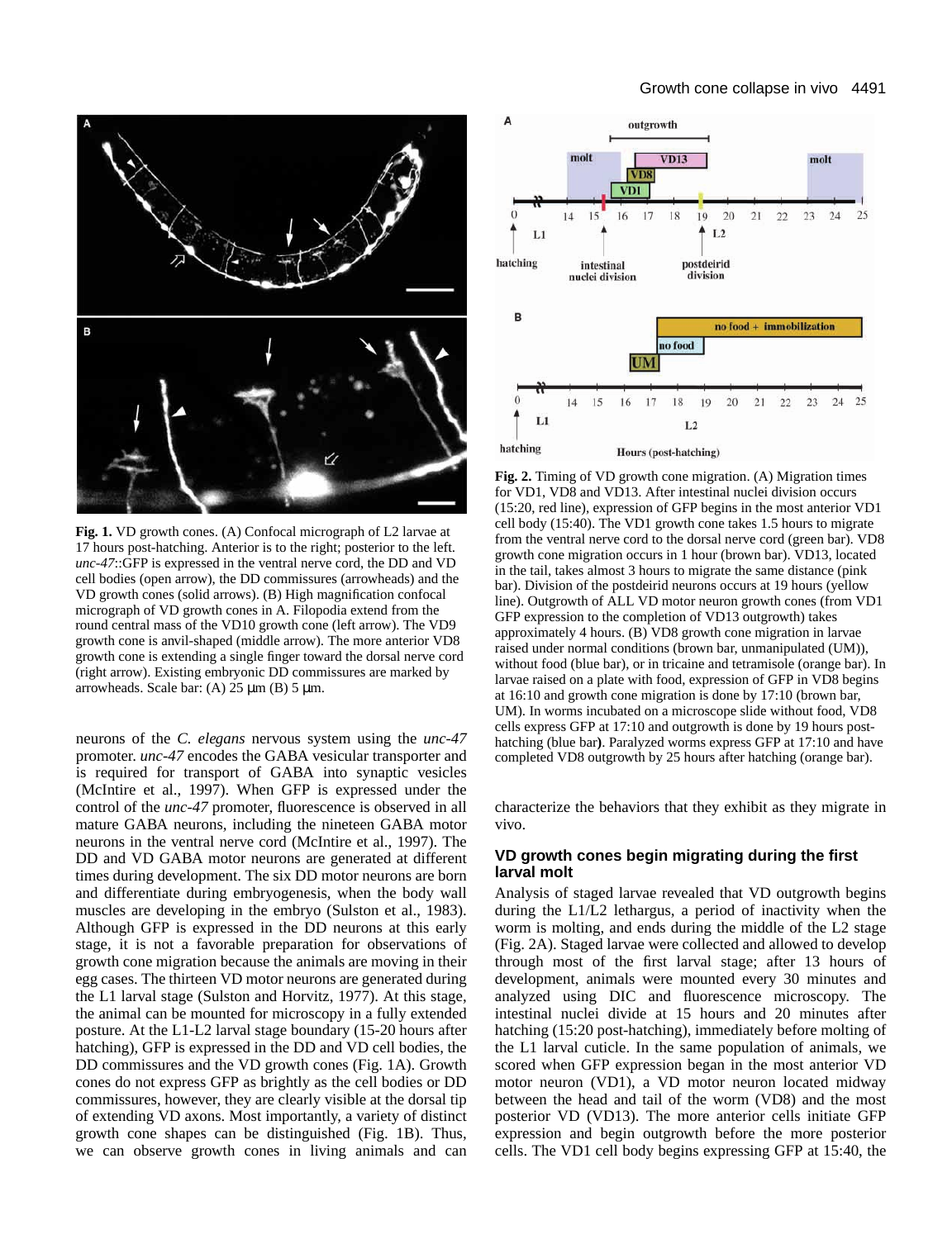**Fig. 1.** VD growth cones. (A) Confocal micrograph of L2 larvae at 17 hours post-hatching. Anterior is to the right; posterior to the left. *unc-47*::GFP is expressed in the ventral nerve cord, the DD and VD cell bodies (open arrow), the DD commissures (arrowheads) and the VD growth cones (solid arrows). (B) High magnification confocal micrograph of VD growth cones in A. Filopodia extend from the round central mass of the VD10 growth cone (left arrow). The VD9 growth cone is anvil-shaped (middle arrow). The more anterior VD8 growth cone is extending a single finger toward the dorsal nerve cord (right arrow). Existing embryonic DD commissures are marked by arrowheads. Scale bar: (A) 25 μm (B) 5 μm.

**Fig. 2.** Timing of VD growth cone migration. (A) Migration times for VD1, VD8 and VD13. After intestinal nuclei division occurs (15:20, red line), expression of GFP begins in the most anterior VD1 cell body (15:40). The VD1 growth cone takes 1.5 hours to migrate from the ventral nerve cord to the dorsal nerve cord (green bar). VD8 growth cone migration occurs in 1 hour (brown bar). VD13, located in the tail, takes almost 3 hours to migrate the same distance (pink bar). Division of the postdeirid neurons occurs at 19 hours (yellow line). Outgrowth of ALL VD motor neuron growth cones (from VD1 GFP expression to the completion of VD13 outgrowth) takes approximately 4 hours. (B) VD8 growth cone migration in larvae raised under normal conditions (brown bar, unmanipulated (UM)), without food (blue bar), or in tricaine and tetramisole (orange bar). In larvae raised on a plate with food, expression of GFP in VD8 begins at 16:10 and growth cone migration is done by 17:10 (brown bar, UM). In worms incubated on a microscope slide without food, VD8 cells express GFP at 17:10 and outgrowth is done by 19 hours post-hatching (blue bar). Paralyzed worms express GFP at 17:10 and have completed VD8 outgrowth by 25 hours after hatching (orange bar).

neurons of the *C. elegans* nervous system using the *unc-47* promoter. *unc-47* encodes the GABA vesicular transporter and is required for transport of GABA into synaptic vesicles (McIntire et al., 1997). When GFP is expressed under the control of the *unc-47* promoter, fluorescence is observed in all mature GABA neurons, including the nineteen GABA motor neurons in the ventral nerve cord (McIntire et al., 1997). The DD and VD GABA motor neurons are generated at different times during development. The six DD motor neurons are born and differentiate during embryogenesis, when the body wall muscles are developing in the embryo (Sulston et al., 1983). Although GFP is expressed in the DD neurons at this early stage, it is not a favorable preparation for observations of growth cone migration because the animals are moving in their egg cases. The thirteen VD motor neurons are generated during the L1 larval stage (Sulston and Horvitz, 1977). At this stage, the animal can be mounted for microscopy in a fully extended posture. At the L1-L2 larval stage boundary (15-20 hours after hatching), GFP is expressed in the DD and VD cell bodies, the DD commissures and the VD growth cones (Fig. 1A). Growth cones do not express GFP as brightly as the cell bodies or DD commissures, however, they are clearly visible at the dorsal tip of extending VD axons. Most importantly, a variety of distinct growth cone shapes can be distinguished (Fig. 1B). Thus, we can observe growth cones in living animals and can characterize the behaviors that they exhibit as they migrate in vivo.

## VD growth cones begin migrating during the first larval molt

Analysis of staged larvae revealed that VD outgrowth begins during the L1/L2 lethargus, a period of inactivity when the worm is molting, and ends during the middle of the L2 stage (Fig. 2A). Staged larvae were collected and allowed to develop through most of the first larval stage; after 13 hours of development, animals were mounted every 30 minutes and analyzed using DIC and fluorescence microscopy. The intestinal nuclei divide at 15 hours and 20 minutes after hatching (15:20 post-hatching), immediately before molting of the L1 larval cuticle. In the same population of animals, we scored when GFP expression began in the most anterior VD motor neuron (VD1), a VD motor neuron located midway between the head and tail of the worm (VD8) and the most posterior VD (VD13). The more anterior cells initiate GFP expression and begin outgrowth before the more posterior cells. The VD1 cell body begins expressing GFP at 15:40, the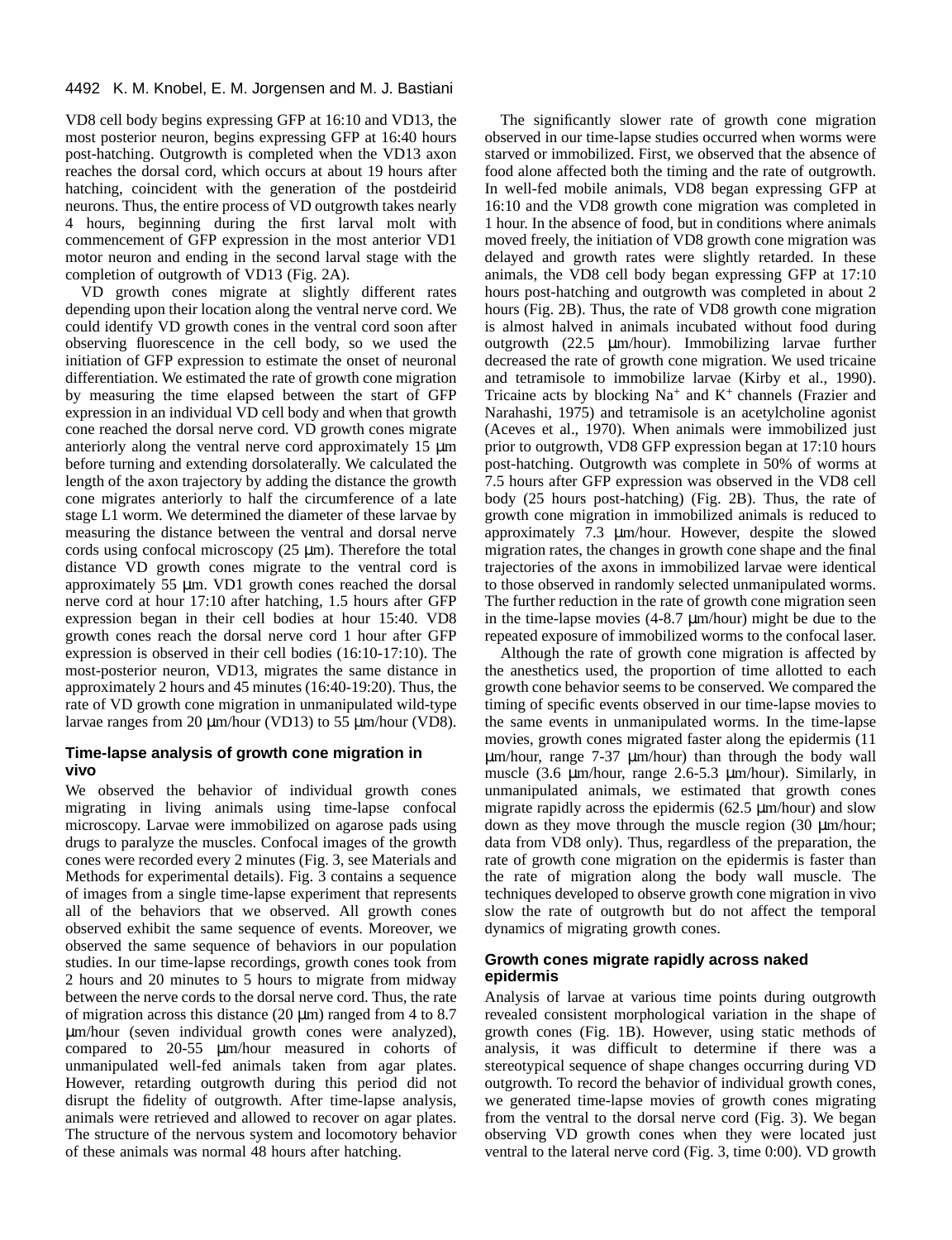VD8 cell body begins expressing GFP at 16:10 and VD13, the most posterior neuron, begins expressing GFP at 16:40 hours post-hatching. Outgrowth is completed when the VD13 axon reaches the dorsal cord, which occurs at about 19 hours after hatching, coincident with the generation of the postdeirid neurons. Thus, the entire process of VD outgrowth takes nearly 4 hours, beginning during the first larval molt with commencement of GFP expression in the most anterior VD1 motor neuron and ending in the second larval stage with the completion of outgrowth of VD13 (Fig. 2A).

VD growth cones migrate at slightly different rates depending upon their location along the ventral nerve cord. We could identify VD growth cones in the ventral cord soon after observing fluorescence in the cell body, so we used the initiation of GFP expression to estimate the onset of neuronal differentiation. We estimated the rate of growth cone migration by measuring the time elapsed between the start of GFP expression in an individual VD cell body and when that growth cone reached the dorsal nerve cord. VD growth cones migrate anteriorly along the ventral nerve cord approximately 15 μm before turning and extending dorsolaterally. We calculated the length of the axon trajectory by adding the distance the growth cone migrates anteriorly to half the circumference of a late stage L1 worm. We determined the diameter of these larvae by measuring the distance between the ventral and dorsal nerve cords using confocal microscopy (25 μm). Therefore the total distance VD growth cones migrate to the ventral cord is approximately 55 μm. VD1 growth cones reached the dorsal nerve cord at hour 17:10 after hatching, 1.5 hours after GFP expression began in their cell bodies at hour 15:40. VD8 growth cones reach the dorsal nerve cord 1 hour after GFP expression is observed in their cell bodies (16:10-17:10). The most-posterior neuron, VD13, migrates the same distance in approximately 2 hours and 45 minutes (16:40-19:20). Thus, the rate of VD growth cone migration in unmanipulated wild-type larvae ranges from 20 μm/hour (VD13) to 55 μm/hour (VD8).

### Time-lapse analysis of growth cone migration in vivo

We observed the behavior of individual growth cones migrating in living animals using time-lapse confocal microscopy. Larvae were immobilized on agarose pads using drugs to paralyze the muscles. Confocal images of the growth cones were recorded every 2 minutes (Fig. 3, see Materials and Methods for experimental details). Fig. 3 contains a sequence of images from a single time-lapse experiment that represents all of the behaviors that we observed. All growth cones observed exhibit the same sequence of events. Moreover, we observed the same sequence of behaviors in our population studies. In our time-lapse recordings, growth cones took from 2 hours and 20 minutes to 5 hours to migrate from midway between the nerve cords to the dorsal nerve cord. Thus, the rate of migration across this distance (20 μm) ranged from 4 to 8.7 μm/hour (seven individual growth cones were analyzed), compared to 20-55 μm/hour measured in cohorts of unmanipulated well-fed animals taken from agar plates. However, retarding outgrowth during this period did not disrupt the fidelity of outgrowth. After time-lapse analysis, animals were retrieved and allowed to recover on agar plates. The structure of the nervous system and locomotory behavior of these animals was normal 48 hours after hatching.

The significantly slower rate of growth cone migration observed in our time-lapse studies occurred when worms were starved or immobilized. First, we observed that the absence of food alone affected both the timing and the rate of outgrowth. In well-fed mobile animals, VD8 began expressing GFP at 16:10 and the VD8 growth cone migration was completed in 1 hour. In the absence of food, but in conditions where animals moved freely, the initiation of VD8 growth cone migration was delayed and growth rates were slightly retarded. In these animals, the VD8 cell body began expressing GFP at 17:10 hours post-hatching and outgrowth was completed in about 2 hours (Fig. 2B). Thus, the rate of VD8 growth cone migration is almost halved in animals incubated without food during outgrowth (22.5 μm/hour). Immobilizing larvae further decreased the rate of growth cone migration. We used tricaine and tetramisole to immobilize larvae (Kirby et al., 1990). Tricaine acts by blocking $Na^+$ and $K^+$ channels (Frazier and Narahashi, 1975) and tetramisole is an acetylcholine agonist (Aceves et al., 1970). When animals were immobilized just prior to outgrowth, VD8 GFP expression began at 17:10 hours post-hatching. Outgrowth was complete in 50% of worms at 7.5 hours after GFP expression was observed in the VD8 cell body (25 hours post-hatching) (Fig. 2B). Thus, the rate of growth cone migration in immobilized animals is reduced to approximately 7.3 μm/hour. However, despite the slowed migration rates, the changes in growth cone shape and the final trajectories of the axons in immobilized larvae were identical to those observed in randomly selected unmanipulated worms. The further reduction in the rate of growth cone migration seen in the time-lapse movies (4-8.7 μm/hour) might be due to the repeated exposure of immobilized worms to the confocal laser.

Although the rate of growth cone migration is affected by the anesthetics used, the proportion of time allotted to each growth cone behavior seems to be conserved. We compared the timing of specific events observed in our time-lapse movies to the same events in unmanipulated worms. In the time-lapse movies, growth cones migrated faster along the epidermis (11 μm/hour, range 7-37 μm/hour) than through the body wall muscle (3.6 μm/hour, range 2.6-5.3 μm/hour). Similarly, in unmanipulated animals, we estimated that growth cones migrate rapidly across the epidermis (62.5 μm/hour) and slow down as they move through the muscle region (30 μm/hour; data from VD8 only). Thus, regardless of the preparation, the rate of growth cone migration on the epidermis is faster than the rate of migration along the body wall muscle. The techniques developed to observe growth cone migration in vivo slow the rate of outgrowth but do not affect the temporal dynamics of migrating growth cones.

### Growth cones migrate rapidly across naked epidermis

Analysis of larvae at various time points during outgrowth revealed consistent morphological variation in the shape of growth cones (Fig. 1B). However, using static methods of analysis, it was difficult to determine if there was a stereotypical sequence of shape changes occurring during VD outgrowth. To record the behavior of individual growth cones, we generated time-lapse movies of growth cones migrating from the ventral to the dorsal nerve cord (Fig. 3). We began observing VD growth cones when they were located just ventral to the lateral nerve cord (Fig. 3, time 0:00). VD growth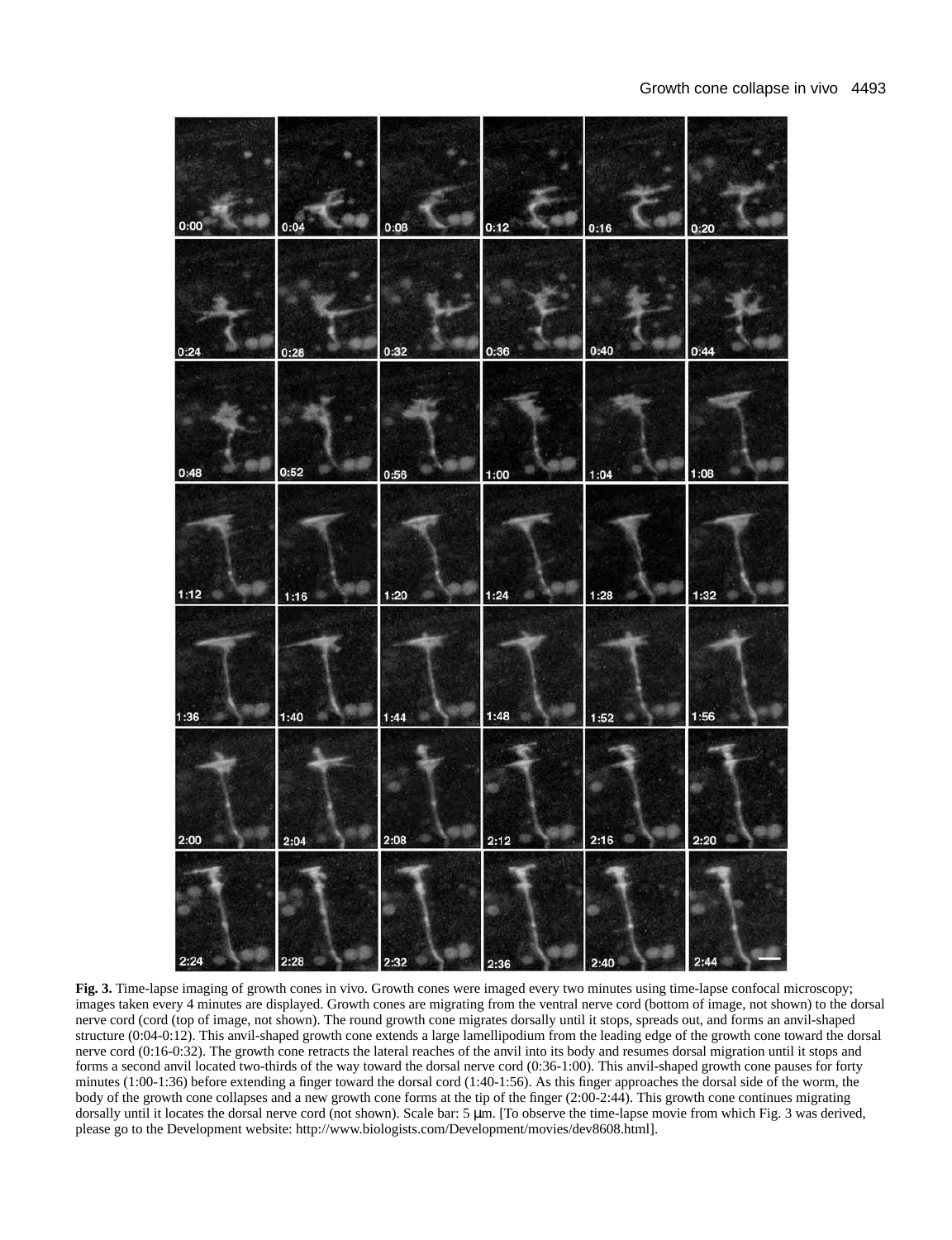**Fig. 3.** Time-lapse imaging of growth cones in vivo. Growth cones were imaged every two minutes using time-lapse confocal microscopy; images taken every 4 minutes are displayed. Growth cones are migrating from the ventral nerve cord (bottom of image, not shown) to the dorsal nerve cord (cord (top of image, not shown). The round growth cone migrates dorsally until it stops, spreads out, and forms an anvil-shaped structure (0:04-0:12). This anvil-shaped growth cone extends a large lamellipodium from the leading edge of the growth cone toward the dorsal nerve cord (0:16-0:32). The growth cone retracts the lateral reaches of the anvil into its body and resumes dorsal migration until it stops and forms a second anvil located two-thirds of the way toward the dorsal nerve cord (0:36-1:00). This anvil-shaped growth cone pauses for forty minutes (1:00-1:36) before extending a finger toward the dorsal cord (1:40-1:56). As this finger approaches the dorsal side of the worm, the body of the growth cone collapses and a new growth cone forms at the tip of the finger (2:00-2:44). This growth cone continues migrating dorsally until it locates the dorsal nerve cord (not shown). Scale bar: 5 μm. [To observe the time-lapse movie from which Fig. 3 was derived, please go to the Development website: http://www.biologists.com/Development/movies/dev8608.html].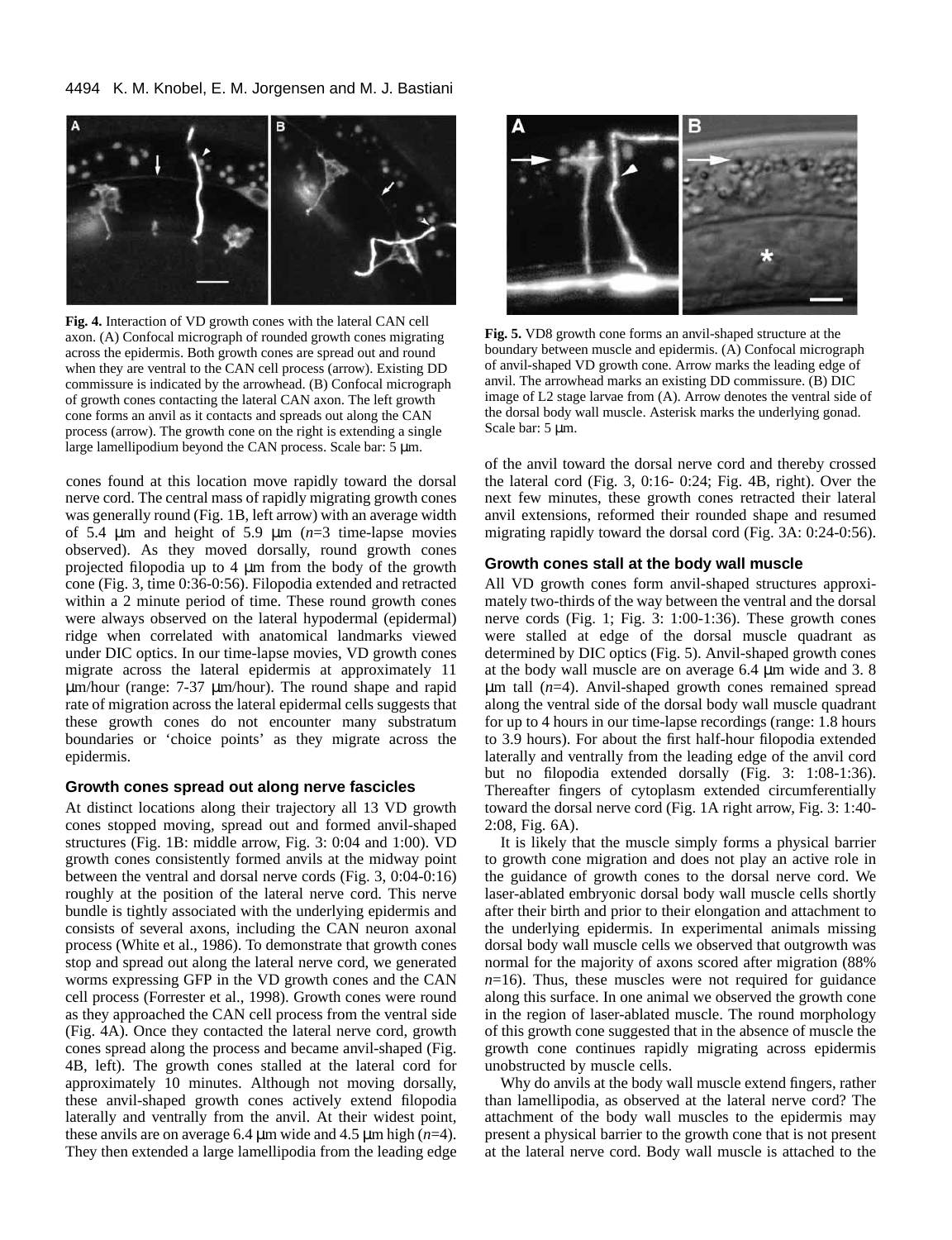**Fig. 4.** Interaction of VD growth cones with the lateral CAN cell axon. (A) Confocal micrograph of rounded growth cones migrating across the epidermis. Both growth cones are spread out and round when they are ventral to the CAN cell process (arrow). Existing DD commissure is indicated by the arrowhead. (B) Confocal micrograph of growth cones contacting the lateral CAN axon. The left growth cone forms an anvil as it contacts and spreads out along the CAN process (arrow). The growth cone on the right is extending a single large lamellipodium beyond the CAN process. Scale bar: 5 μm.

**Fig. 5.** VD8 growth cone forms an anvil-shaped structure at the boundary between muscle and epidermis. (A) Confocal micrograph of anvil-shaped VD growth cone. Arrow marks the leading edge of anvil. The arrowhead marks an existing DD commissure. (B) DIC image of L2 stage larvae from (A). Arrow denotes the ventral side of the dorsal body wall muscle. Asterisk marks the underlying gonad. Scale bar: 5 μm.

cones found at this location move rapidly toward the dorsal nerve cord. The central mass of rapidly migrating growth cones was generally round (Fig. 1B, left arrow) with an average width of 5.4 μm and height of 5.9 μm (*n*=3 time-lapse movies observed). As they moved dorsally, round growth cones projected filopodia up to 4 μm from the body of the growth cone (Fig. 3, time 0:36-0:56). Filopodia extended and retracted within a 2 minute period of time. These round growth cones were always observed on the lateral hypodermal (epidermal) ridge when correlated with anatomical landmarks viewed under DIC optics. In our time-lapse movies, VD growth cones migrate across the lateral epidermis at approximately 11 μm/hour (range: 7-37 μm/hour). The round shape and rapid rate of migration across the lateral epidermal cells suggests that these growth cones do not encounter many substratum boundaries or 'choice points' as they migrate across the epidermis.

### Growth cones spread out along nerve fascicles

At distinct locations along their trajectory all 13 VD growth cones stopped moving, spread out and formed anvil-shaped structures (Fig. 1B: middle arrow, Fig. 3: 0:04 and 1:00). VD growth cones consistently formed anvils at the midway point between the ventral and dorsal nerve cords (Fig. 3, 0:04-0:16) roughly at the position of the lateral nerve cord. This nerve bundle is tightly associated with the underlying epidermis and consists of several axons, including the CAN neuron axonal process (White et al., 1986). To demonstrate that growth cones stop and spread out along the lateral nerve cord, we generated worms expressing GFP in the VD growth cones and the CAN cell process (Forrester et al., 1998). Growth cones were round as they approached the CAN cell process from the ventral side (Fig. 4A). Once they contacted the lateral nerve cord, growth cones spread along the process and became anvil-shaped (Fig. 4B, left). The growth cones stalled at the lateral cord for approximately 10 minutes. Although not moving dorsally, these anvil-shaped growth cones actively extend filopodia laterally and ventrally from the anvil. At their widest point, these anvils are on average 6.4 μm wide and 4.5 μm high (*n*=4). They then extended a large lamellipodia from the leading edge of the anvil toward the dorsal nerve cord and thereby crossed the lateral cord (Fig. 3, 0:16- 0:24; Fig. 4B, right). Over the next few minutes, these growth cones retracted their lateral anvil extensions, reformed their rounded shape and resumed migrating rapidly toward the dorsal cord (Fig. 3A: 0:24-0:56).

### Growth cones stall at the body wall muscle

All VD growth cones form anvil-shaped structures approximately two-thirds of the way between the ventral and the dorsal nerve cords (Fig. 1; Fig. 3: 1:00-1:36). These growth cones were stalled at edge of the dorsal muscle quadrant as determined by DIC optics (Fig. 5). Anvil-shaped growth cones at the body wall muscle are on average 6.4 μm wide and 3. 8 μm tall (*n*=4). Anvil-shaped growth cones remained spread along the ventral side of the dorsal body wall muscle quadrant for up to 4 hours in our time-lapse recordings (range: 1.8 hours to 3.9 hours). For about the first half-hour filopodia extended laterally and ventrally from the leading edge of the anvil cord but no filopodia extended dorsally (Fig. 3: 1:08-1:36). Thereafter fingers of cytoplasm extended circumferentially toward the dorsal nerve cord (Fig. 1A right arrow, Fig. 3: 1:40-2:08, Fig. 6A).

It is likely that the muscle simply forms a physical barrier to growth cone migration and does not play an active role in the guidance of growth cones to the dorsal nerve cord. We laser-ablated embryonic dorsal body wall muscle cells shortly after their birth and prior to their elongation and attachment to the underlying epidermis. In experimental animals missing dorsal body wall muscle cells we observed that outgrowth was normal for the majority of axons scored after migration (88% *n*=16). Thus, these muscles were not required for guidance along this surface. In one animal we observed the growth cone in the region of laser-ablated muscle. The round morphology of this growth cone suggested that in the absence of muscle the growth cone continues rapidly migrating across epidermis unobstructed by muscle cells.

Why do anvils at the body wall muscle extend fingers, rather than lamellipodia, as observed at the lateral nerve cord? The attachment of the body wall muscles to the epidermis may present a physical barrier to the growth cone that is not present at the lateral nerve cord. Body wall muscle is attached to the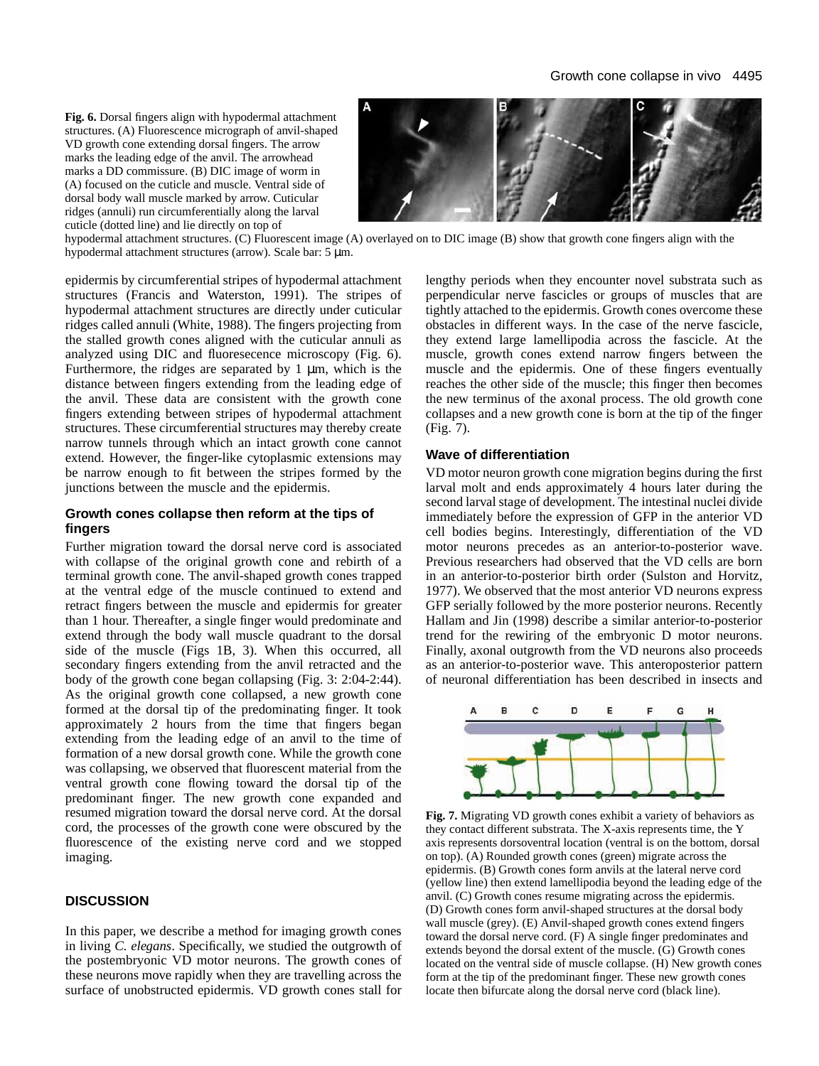**Fig. 6.** Dorsal fingers align with hypodermal attachment structures. (A) Fluorescence micrograph of anvil-shaped VD growth cone extending dorsal fingers. The arrow marks the leading edge of the anvil. The arrowhead marks a DD commissure. (B) DIC image of worm in (A) focused on the cuticle and muscle. Ventral side of dorsal body wall muscle marked by arrow. Cuticular ridges (annuli) run circumferentially along the larval cuticle (dotted line) and lie directly on top of hypodermal attachment structures. (C) Fluorescent image (A) overlayed on to DIC image (B) show that growth cone fingers align with the hypodermal attachment structures (arrow). Scale bar: 5 μm.

epidermis by circumferential stripes of hypodermal attachment structures (Francis and Waterston, 1991). The stripes of hypodermal attachment structures are directly under cuticular ridges called annuli (White, 1988). The fingers projecting from the stalled growth cones aligned with the cuticular annuli as analyzed using DIC and fluoresecence microscopy (Fig. 6). Furthermore, the ridges are separated by 1 μm, which is the distance between fingers extending from the leading edge of the anvil. These data are consistent with the growth cone fingers extending between stripes of hypodermal attachment structures. These circumferential structures may thereby create narrow tunnels through which an intact growth cone cannot extend. However, the finger-like cytoplasmic extensions may be narrow enough to fit between the stripes formed by the junctions between the muscle and the epidermis.

### Growth cones collapse then reform at the tips of fingers

Further migration toward the dorsal nerve cord is associated with collapse of the original growth cone and rebirth of a terminal growth cone. The anvil-shaped growth cones trapped at the ventral edge of the muscle continued to extend and retract fingers between the muscle and epidermis for greater than 1 hour. Thereafter, a single finger would predominate and extend through the body wall muscle quadrant to the dorsal side of the muscle (Figs 1B, 3). When this occurred, all secondary fingers extending from the anvil retracted and the body of the growth cone began collapsing (Fig. 3: 2:04-2:44). As the original growth cone collapsed, a new growth cone formed at the dorsal tip of the predominating finger. It took approximately 2 hours from the time that fingers began extending from the leading edge of an anvil to the time of formation of a new dorsal growth cone. While the growth cone was collapsing, we observed that fluorescent material from the ventral growth cone flowing toward the dorsal tip of the predominant finger. The new growth cone expanded and resumed migration toward the dorsal nerve cord. At the dorsal cord, the processes of the growth cone were obscured by the fluorescence of the existing nerve cord and we stopped imaging.

## DISCUSSION

In this paper, we describe a method for imaging growth cones in living *C. elegans*. Specifically, we studied the outgrowth of the postembryonic VD motor neurons. The growth cones of these neurons move rapidly when they are travelling across the surface of unobstructed epidermis. VD growth cones stall for lengthy periods when they encounter novel substrata such as perpendicular nerve fascicles or groups of muscles that are tightly attached to the epidermis. Growth cones overcome these obstacles in different ways. In the case of the nerve fascicle, they extend large lamellipodia across the fascicle. At the muscle, growth cones extend narrow fingers between the muscle and the epidermis. One of these fingers eventually reaches the other side of the muscle; this finger then becomes the new terminus of the axonal process. The old growth cone collapses and a new growth cone is born at the tip of the finger (Fig. 7).

### Wave of differentiation

VD motor neuron growth cone migration begins during the first larval molt and ends approximately 4 hours later during the second larval stage of development. The intestinal nuclei divide immediately before the expression of GFP in the anterior VD cell bodies begins. Interestingly, differentiation of the VD motor neurons precedes as an anterior-to-posterior wave. Previous researchers had observed that the VD cells are born in an anterior-to-posterior birth order (Sulston and Horvitz, 1977). We observed that the most anterior VD neurons express GFP serially followed by the more posterior neurons. Recently Hallam and Jin (1998) describe a similar anterior-to-posterior trend for the rewiring of the embryonic D motor neurons. Finally, axonal outgrowth from the VD neurons also proceeds as an anterior-to-posterior wave. This anteroposterior pattern of neuronal differentiation has been described in insects and

**Fig. 7.** Migrating VD growth cones exhibit a variety of behaviors as they contact different substrata. The X-axis represents time, the Y axis represents dorsoventral location (ventral is on the bottom, dorsal on top). (A) Rounded growth cones (green) migrate across the epidermis. (B) Growth cones form anvils at the lateral nerve cord (yellow line) then extend lamellipodia beyond the leading edge of the anvil. (C) Growth cones resume migrating across the epidermis. (D) Growth cones form anvil-shaped structures at the dorsal body wall muscle (grey). (E) Anvil-shaped growth cones extend fingers toward the dorsal nerve cord. (F) A single finger predominates and extends beyond the dorsal extent of the muscle. (G) Growth cones located on the ventral side of muscle collapse. (H) New growth cones form at the tip of the predominant finger. These new growth cones locate then bifurcate along the dorsal nerve cord (black line).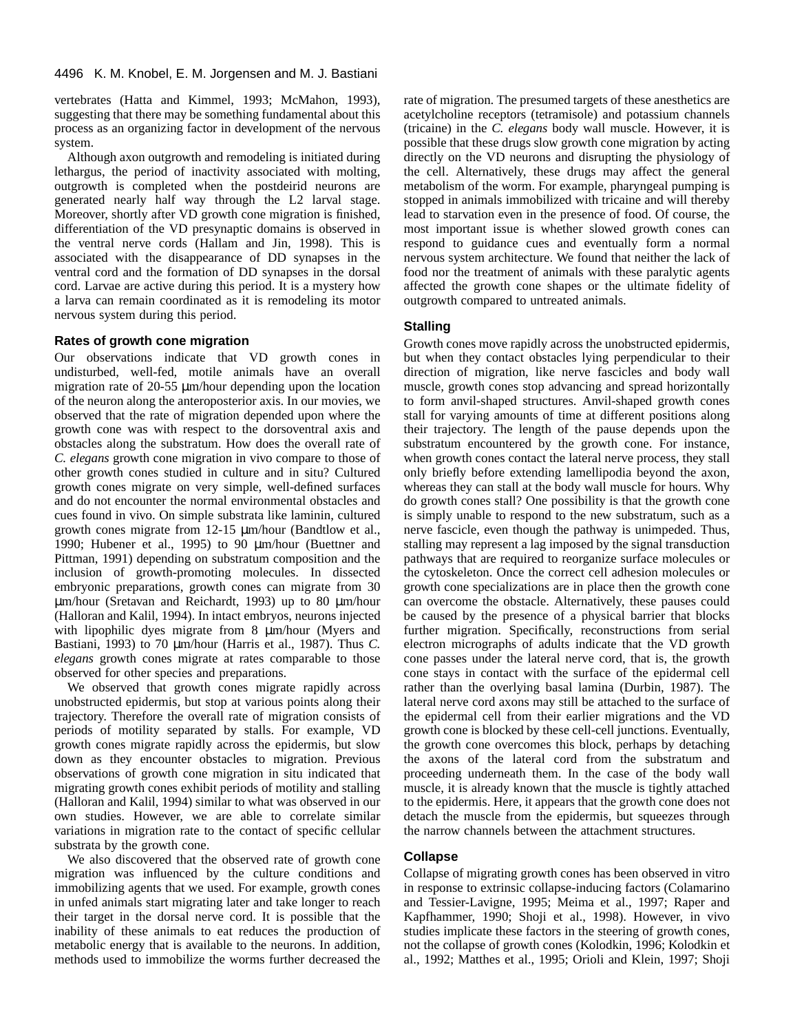vertebrates (Hatta and Kimmel, 1993; McMahon, 1993), suggesting that there may be something fundamental about this process as an organizing factor in development of the nervous system.

Although axon outgrowth and remodeling is initiated during lethargus, the period of inactivity associated with molting, outgrowth is completed when the postdeirid neurons are generated nearly half way through the L2 larval stage. Moreover, shortly after VD growth cone migration is finished, differentiation of the VD presynaptic domains is observed in the ventral nerve cords (Hallam and Jin, 1998). This is associated with the disappearance of DD synapses in the ventral cord and the formation of DD synapses in the dorsal cord. Larvae are active during this period. It is a mystery how a larva can remain coordinated as it is remodeling its motor nervous system during this period.

### Rates of growth cone migration

Our observations indicate that VD growth cones in undisturbed, well-fed, motile animals have an overall migration rate of 20-55 μm/hour depending upon the location of the neuron along the anteroposterior axis. In our movies, we observed that the rate of migration depended upon where the growth cone was with respect to the dorsoventral axis and obstacles along the substratum. How does the overall rate of *C. elegans* growth cone migration in vivo compare to those of other growth cones studied in culture and in situ? Cultured growth cones migrate on very simple, well-defined surfaces and do not encounter the normal environmental obstacles and cues found in vivo. On simple substrata like laminin, cultured growth cones migrate from 12-15 μm/hour (Bandtlow et al., 1990; Hubener et al., 1995) to 90 μm/hour (Buettner and Pittman, 1991) depending on substratum composition and the inclusion of growth-promoting molecules. In dissected embryonic preparations, growth cones can migrate from 30 μm/hour (Sretavan and Reichardt, 1993) up to 80 μm/hour (Halloran and Kalil, 1994). In intact embryos, neurons injected with lipophilic dyes migrate from 8 μm/hour (Myers and Bastiani, 1993) to 70 μm/hour (Harris et al., 1987). Thus *C. elegans* growth cones migrate at rates comparable to those observed for other species and preparations.

We observed that growth cones migrate rapidly across unobstructed epidermis, but stop at various points along their trajectory. Therefore the overall rate of migration consists of periods of motility separated by stalls. For example, VD growth cones migrate rapidly across the epidermis, but slow down as they encounter obstacles to migration. Previous observations of growth cone migration in situ indicated that migrating growth cones exhibit periods of motility and stalling (Halloran and Kalil, 1994) similar to what was observed in our own studies. However, we are able to correlate similar variations in migration rate to the contact of specific cellular substrata by the growth cone.

We also discovered that the observed rate of growth cone migration was influenced by the culture conditions and immobilizing agents that we used. For example, growth cones in unfed animals start migrating later and take longer to reach their target in the dorsal nerve cord. It is possible that the inability of these animals to eat reduces the production of metabolic energy that is available to the neurons. In addition, methods used to immobilize the worms further decreased the rate of migration. The presumed targets of these anesthetics are acetylcholine receptors (tetramisole) and potassium channels (tricaine) in the *C. elegans* body wall muscle. However, it is possible that these drugs slow growth cone migration by acting directly on the VD neurons and disrupting the physiology of the cell. Alternatively, these drugs may affect the general metabolism of the worm. For example, pharyngeal pumping is stopped in animals immobilized with tricaine and will thereby lead to starvation even in the presence of food. Of course, the most important issue is whether slowed growth cones can respond to guidance cues and eventually form a normal nervous system architecture. We found that neither the lack of food nor the treatment of animals with these paralytic agents affected the growth cone shapes or the ultimate fidelity of outgrowth compared to untreated animals.

### Stalling

Growth cones move rapidly across the unobstructed epidermis, but when they contact obstacles lying perpendicular to their direction of migration, like nerve fascicles and body wall muscle, growth cones stop advancing and spread horizontally to form anvil-shaped structures. Anvil-shaped growth cones stall for varying amounts of time at different positions along their trajectory. The length of the pause depends upon the substratum encountered by the growth cone. For instance, when growth cones contact the lateral nerve process, they stall only briefly before extending lamellipodia beyond the axon, whereas they can stall at the body wall muscle for hours. Why do growth cones stall? One possibility is that the growth cone is simply unable to respond to the new substratum, such as a nerve fascicle, even though the pathway is unimpeded. Thus, stalling may represent a lag imposed by the signal transduction pathways that are required to reorganize surface molecules or the cytoskeleton. Once the correct cell adhesion molecules or growth cone specializations are in place then the growth cone can overcome the obstacle. Alternatively, these pauses could be caused by the presence of a physical barrier that blocks further migration. Specifically, reconstructions from serial electron micrographs of adults indicate that the VD growth cone passes under the lateral nerve cord, that is, the growth cone stays in contact with the surface of the epidermal cell rather than the overlying basal lamina (Durbin, 1987). The lateral nerve cord axons may still be attached to the surface of the epidermal cell from their earlier migrations and the VD growth cone is blocked by these cell-cell junctions. Eventually, the growth cone overcomes this block, perhaps by detaching the axons of the lateral cord from the substratum and proceeding underneath them. In the case of the body wall muscle, it is already known that the muscle is tightly attached to the epidermis. Here, it appears that the growth cone does not detach the muscle from the epidermis, but squeezes through the narrow channels between the attachment structures.

### Collapse

Collapse of migrating growth cones has been observed in vitro in response to extrinsic collapse-inducing factors (Colamarino and Tessier-Lavigne, 1995; Meima et al., 1997; Raper and Kapfhammer, 1990; Shoji et al., 1998). However, in vivo studies implicate these factors in the steering of growth cones, not the collapse of growth cones (Kolodkin, 1996; Kolodkin et al., 1992; Matthes et al., 1995; Orioli and Klein, 1997; Shoji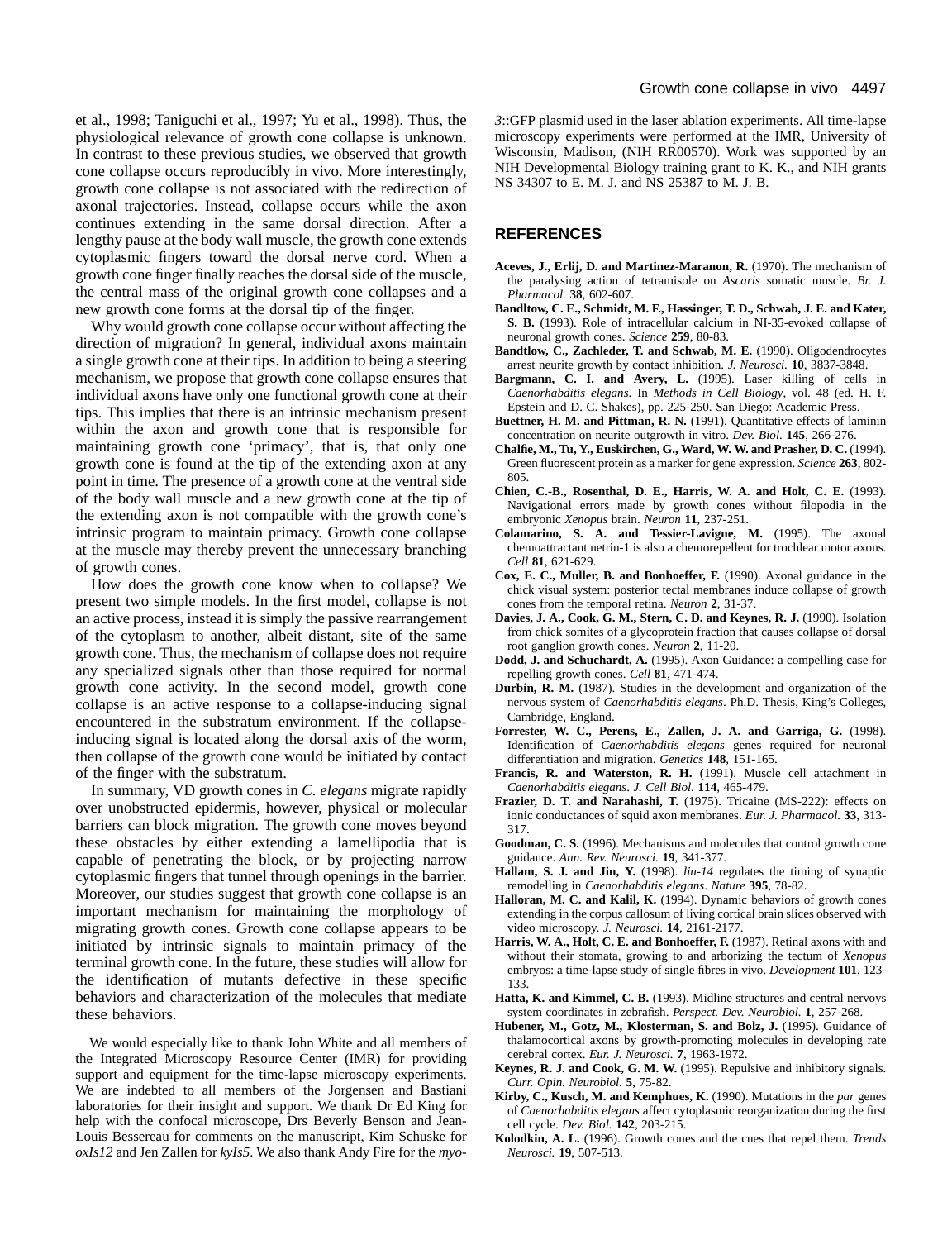et al., 1998; Taniguchi et al., 1997; Yu et al., 1998). Thus, the physiological relevance of growth cone collapse is unknown. In contrast to these previous studies, we observed that growth cone collapse occurs reproducibly in vivo. More interestingly, growth cone collapse is not associated with the redirection of axonal trajectories. Instead, collapse occurs while the axon continues extending in the same dorsal direction. After a lengthy pause at the body wall muscle, the growth cone extends cytoplasmic fingers toward the dorsal nerve cord. When a growth cone finger finally reaches the dorsal side of the muscle, the central mass of the original growth cone collapses and a new growth cone forms at the dorsal tip of the finger.

Why would growth cone collapse occur without affecting the direction of migration? In general, individual axons maintain a single growth cone at their tips. In addition to being a steering mechanism, we propose that growth cone collapse ensures that individual axons have only one functional growth cone at their tips. This implies that there is an intrinsic mechanism present within the axon and growth cone that is responsible for maintaining growth cone 'primacy', that is, that only one growth cone is found at the tip of the extending axon at any point in time. The presence of a growth cone at the ventral side of the body wall muscle and a new growth cone at the tip of the extending axon is not compatible with the growth cone's intrinsic program to maintain primacy. Growth cone collapse at the muscle may thereby prevent the unnecessary branching of growth cones.

How does the growth cone know when to collapse? We present two simple models. In the first model, collapse is not an active process, instead it is simply the passive rearrangement of the cytoplasm to another, albeit distant, site of the same growth cone. Thus, the mechanism of collapse does not require any specialized signals other than those required for normal growth cone activity. In the second model, growth cone collapse is an active response to a collapse-inducing signal encountered in the substratum environment. If the collapse-inducing signal is located along the dorsal axis of the worm, then collapse of the growth cone would be initiated by contact of the finger with the substratum.

In summary, VD growth cones in *C. elegans* migrate rapidly over unobstructed epidermis, however, physical or molecular barriers can block migration. The growth cone moves beyond these obstacles by either extending a lamellipodia that is capable of penetrating the block, or by projecting narrow cytoplasmic fingers that tunnel through openings in the barrier. Moreover, our studies suggest that growth cone collapse is an important mechanism for maintaining the morphology of migrating growth cones. Growth cone collapse appears to be initiated by intrinsic signals to maintain primacy of the terminal growth cone. In the future, these studies will allow for the identification of mutants defective in these specific behaviors and characterization of the molecules that mediate these behaviors.

We would especially like to thank John White and all members of the Integrated Microscopy Resource Center (IMR) for providing support and equipment for the time-lapse microscopy experiments. We are indebted to all members of the Jorgensen and Bastiani laboratories for their insight and support. We thank Dr Ed King for help with the confocal microscope, Drs Beverly Benson and Jean-Louis Bessereau for comments on the manuscript, Kim Schuske for *oxIs12* and Jen Zallen for *kyIs5*. We also thank Andy Fire for the *myo-3*::GFP plasmid used in the laser ablation experiments. All time-lapse microscopy experiments were performed at the IMR, University of Wisconsin, Madison, (NIH RR00570). Work was supported by an NIH Developmental Biology training grant to K. K., and NIH grants NS 34307 to E. M. J. and NS 25387 to M. J. B.

## REFERENCES

**Aceves, J., Erlij, D. and Martinez-Maranon, R.** (1970). The mechanism of the paralysing action of tetramisole on *Ascaris* somatic muscle. *Br. J. Pharmacol.* **38**, 602-607.

**Bandltow, C. E., Schmidt, M. F., Hassinger, T. D., Schwab, J. E. and Kater, S. B.** (1993). Role of intracellular calcium in NI-35-evoked collapse of neuronal growth cones. *Science* **259**, 80-83.

**Bandtlow, C., Zachleder, T. and Schwab, M. E.** (1990). Oligodendrocytes arrest neurite growth by contact inhibition. *J. Neurosci.* **10**, 3837-3848.

**Bargmann, C. I. and Avery, L.** (1995). Laser killing of cells in *Caenorhabditis elegans*. In *Methods in Cell Biology*, vol. 48 (ed. H. F. Epstein and D. C. Shakes), pp. 225-250. San Diego: Academic Press.

**Buettner, H. M. and Pittman, R. N.** (1991). Quantitative effects of laminin concentration on neurite outgrowth in vitro. *Dev. Biol.* **145**, 266-276.

**Chalfie, M., Tu, Y., Euskirchen, G., Ward, W. W. and Prasher, D. C.** (1994). Green fluorescent protein as a marker for gene expression. *Science* **263**, 802-805.

**Chien, C.-B., Rosenthal, D. E., Harris, W. A. and Holt, C. E.** (1993). Navigational errors made by growth cones without filopodia in the embryonic *Xenopus* brain. *Neuron* **11**, 237-251.

**Colamarino, S. A. and Tessier-Lavigne, M.** (1995). The axonal chemoattractant netrin-1 is also a chemorepellent for trochlear motor axons. *Cell* **81**, 621-629.

**Cox, E. C., Muller, B. and Bonhoeffer, F.** (1990). Axonal guidance in the chick visual system: posterior tectal membranes induce collapse of growth cones from the temporal retina. *Neuron* **2**, 31-37.

**Davies, J. A., Cook, G. M., Stern, C. D. and Keynes, R. J.** (1990). Isolation from chick somites of a glycoprotein fraction that causes collapse of dorsal root ganglion growth cones. *Neuron* **2**, 11-20.

**Dodd, J. and Schuchardt, A.** (1995). Axon Guidance: a compelling case for repelling growth cones. *Cell* **81**, 471-474.

**Durbin, R. M.** (1987). Studies in the development and organization of the nervous system of *Caenorhabditis elegans*. Ph.D. Thesis, King's Colleges, Cambridge, England.

**Forrester, W. C., Perens, E., Zallen, J. A. and Garriga, G.** (1998). Identification of *Caenorhabditis elegans* genes required for neuronal differentiation and migration. *Genetics* **148**, 151-165.

**Francis, R. and Waterston, R. H.** (1991). Muscle cell attachment in *Caenorhabditis elegans*. *J. Cell Biol.* **114**, 465-479.

**Frazier, D. T. and Narahashi, T.** (1975). Tricaine (MS-222): effects on ionic conductances of squid axon membranes. *Eur. J. Pharmacol.* **33**, 313-317.

**Goodman, C. S.** (1996). Mechanisms and molecules that control growth cone guidance. *Ann. Rev. Neurosci.* **19**, 341-377.

**Hallam, S. J. and Jin, Y.** (1998). *lin-14* regulates the timing of synaptic remodelling in *Caenorhabditis elegans*. *Nature* **395**, 78-82.

**Halloran, M. C. and Kalil, K.** (1994). Dynamic behaviors of growth cones extending in the corpus callosum of living cortical brain slices observed with video microscopy. *J. Neurosci.* **14**, 2161-2177.

**Harris, W. A., Holt, C. E. and Bonhoeffer, F.** (1987). Retinal axons with and without their stomata, growing to and arborizing the tectum of *Xenopus* embryos: a time-lapse study of single fibres in vivo. *Development* **101**, 123-133.

**Hatta, K. and Kimmel, C. B.** (1993). Midline structures and central nervoys system coordinates in zebrafish. *Perspect. Dev. Neurobiol.* **1**, 257-268.

**Hubener, M., Gotz, M., Klosterman, S. and Bolz, J.** (1995). Guidance of thalamocortical axons by growth-promoting molecules in developing rate cerebral cortex. *Eur. J. Neurosci.* **7**, 1963-1972.

**Keynes, R. J. and Cook, G. M. W.** (1995). Repulsive and inhibitory signals. *Curr. Opin. Neurobiol.* **5**, 75-82.

**Kirby, C., Kusch, M. and Kemphues, K.** (1990). Mutations in the *par* genes of *Caenorhabditis elegans* affect cytoplasmic reorganization during the first cell cycle. *Dev. Biol.* **142**, 203-215.

**Kolodkin, A. L.** (1996). Growth cones and the cues that repel them. *Trends Neurosci.* **19**, 507-513.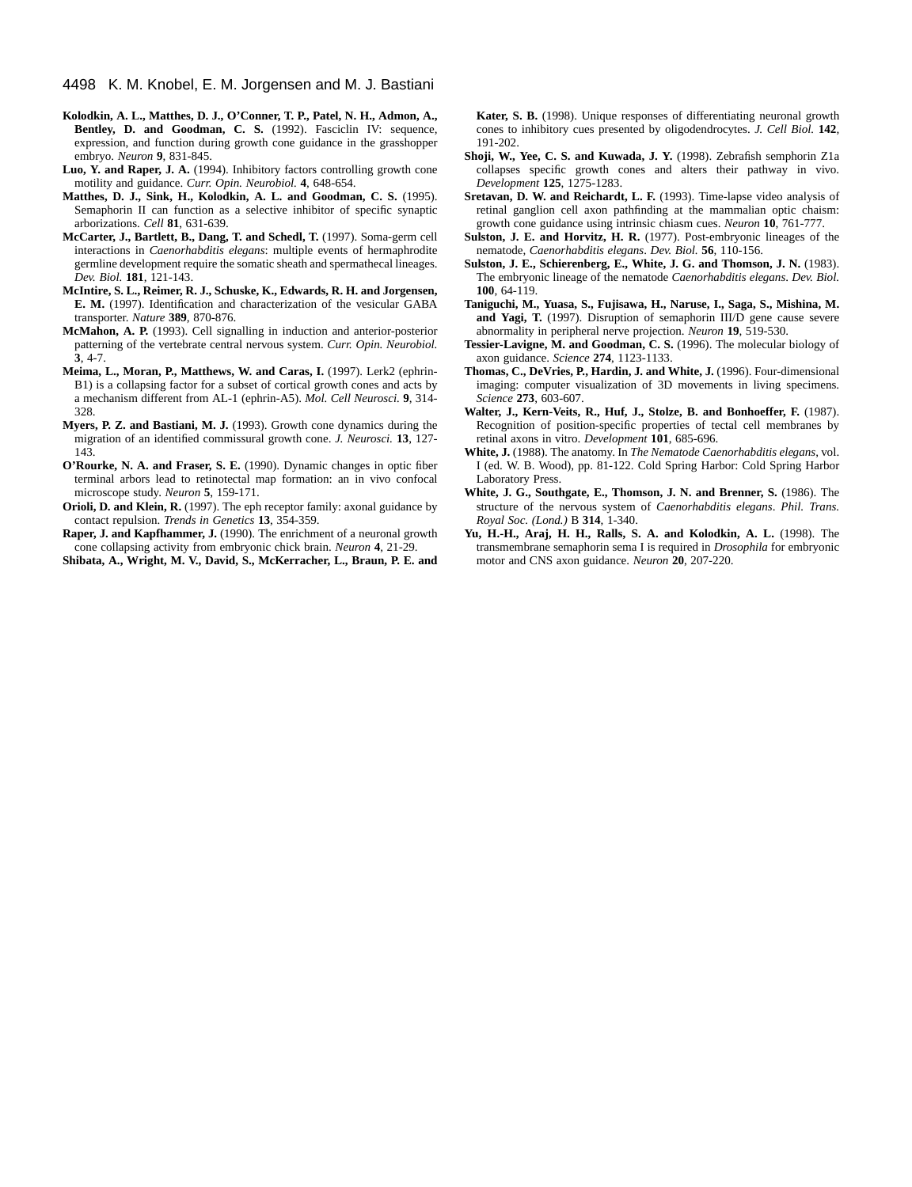**Kolodkin, A. L., Matthes, D. J., O'Conner, T. P., Patel, N. H., Admon, A., Bentley, D. and Goodman, C. S.** (1992). Fasciclin IV: sequence, expression, and function during growth cone guidance in the grasshopper embryo. *Neuron* **9**, 831-845.

**Luo, Y. and Raper, J. A.** (1994). Inhibitory factors controlling growth cone motility and guidance. *Curr. Opin. Neurobiol.* **4**, 648-654.

**Matthes, D. J., Sink, H., Kolodkin, A. L. and Goodman, C. S.** (1995). Semaphorin II can function as a selective inhibitor of specific synaptic arborizations. *Cell* **81**, 631-639.

**McCarter, J., Bartlett, B., Dang, T. and Schedl, T.** (1997). Soma-germ cell interactions in *Caenorhabditis elegans*: multiple events of hermaphrodite germline development require the somatic sheath and spermathecal lineages. *Dev. Biol.* **181**, 121-143.

**McIntire, S. L., Reimer, R. J., Schuske, K., Edwards, R. H. and Jorgensen, E. M.** (1997). Identification and characterization of the vesicular GABA transporter. *Nature* **389**, 870-876.

**McMahon, A. P.** (1993). Cell signalling in induction and anterior-posterior patterning of the vertebrate central nervous system. *Curr. Opin. Neurobiol.* **3**, 4-7.

**Meima, L., Moran, P., Matthews, W. and Caras, I.** (1997). Lerk2 (ephrin-B1) is a collapsing factor for a subset of cortical growth cones and acts by a mechanism different from AL-1 (ephrin-A5). *Mol. Cell Neurosci.* **9**, 314-328.

**Myers, P. Z. and Bastiani, M. J.** (1993). Growth cone dynamics during the migration of an identified commissural growth cone. *J. Neurosci.* **13**, 127-143.

**O'Rourke, N. A. and Fraser, S. E.** (1990). Dynamic changes in optic fiber terminal arbors lead to retinotectal map formation: an in vivo confocal microscope study. *Neuron* **5**, 159-171.

**Orioli, D. and Klein, R.** (1997). The eph receptor family: axonal guidance by contact repulsion. *Trends in Genetics* **13**, 354-359.

**Raper, J. and Kapfhammer, J.** (1990). The enrichment of a neuronal growth cone collapsing activity from embryonic chick brain. *Neuron* **4**, 21-29.

**Shibata, A., Wright, M. V., David, S., McKerracher, L., Braun, P. E. and Kater, S. B.** (1998). Unique responses of differentiating neuronal growth cones to inhibitory cues presented by oligodendrocytes. *J. Cell Biol.* **142**, 191-202.

**Shoji, W., Yee, C. S. and Kuwada, J. Y.** (1998). Zebrafish semphorin Z1a collapses specific growth cones and alters their pathway in vivo. *Development* **125**, 1275-1283.

**Sretavan, D. W. and Reichardt, L. F.** (1993). Time-lapse video analysis of retinal ganglion cell axon pathfinding at the mammalian optic chaism: growth cone guidance using intrinsic chiasm cues. *Neuron* **10**, 761-777.

**Sulston, J. E. and Horvitz, H. R.** (1977). Post-embryonic lineages of the nematode, *Caenorhabditis elegans*. *Dev. Biol.* **56**, 110-156.

**Sulston, J. E., Schierenberg, E., White, J. G. and Thomson, J. N.** (1983). The embryonic lineage of the nematode *Caenorhabditis elegans*. *Dev. Biol.* **100**, 64-119.

**Taniguchi, M., Yuasa, S., Fujisawa, H., Naruse, I., Saga, S., Mishina, M. and Yagi, T.** (1997). Disruption of semaphorin III/D gene cause severe abnormality in peripheral nerve projection. *Neuron* **19**, 519-530.

**Tessier-Lavigne, M. and Goodman, C. S.** (1996). The molecular biology of axon guidance. *Science* **274**, 1123-1133.

**Thomas, C., DeVries, P., Hardin, J. and White, J.** (1996). Four-dimensional imaging: computer visualization of 3D movements in living specimens. *Science* **273**, 603-607.

**Walter, J., Kern-Veits, R., Huf, J., Stolze, B. and Bonhoeffer, F.** (1987). Recognition of position-specific properties of tectal cell membranes by retinal axons in vitro. *Development* **101**, 685-696.

**White, J.** (1988). The anatomy. In *The Nematode Caenorhabditis elegans*, vol. I (ed. W. B. Wood), pp. 81-122. Cold Spring Harbor: Cold Spring Harbor Laboratory Press.

**White, J. G., Southgate, E., Thomson, J. N. and Brenner, S.** (1986). The structure of the nervous system of *Caenorhabditis elegans*. *Phil. Trans. Royal Soc. (Lond.)* B **314**, 1-340.

**Yu, H.-H., Araj, H. H., Ralls, S. A. and Kolodkin, A. L.** (1998). The transmembrane semaphorin sema I is required in *Drosophila* for embryonic motor and CNS axon guidance. *Neuron* **20**, 207-220.